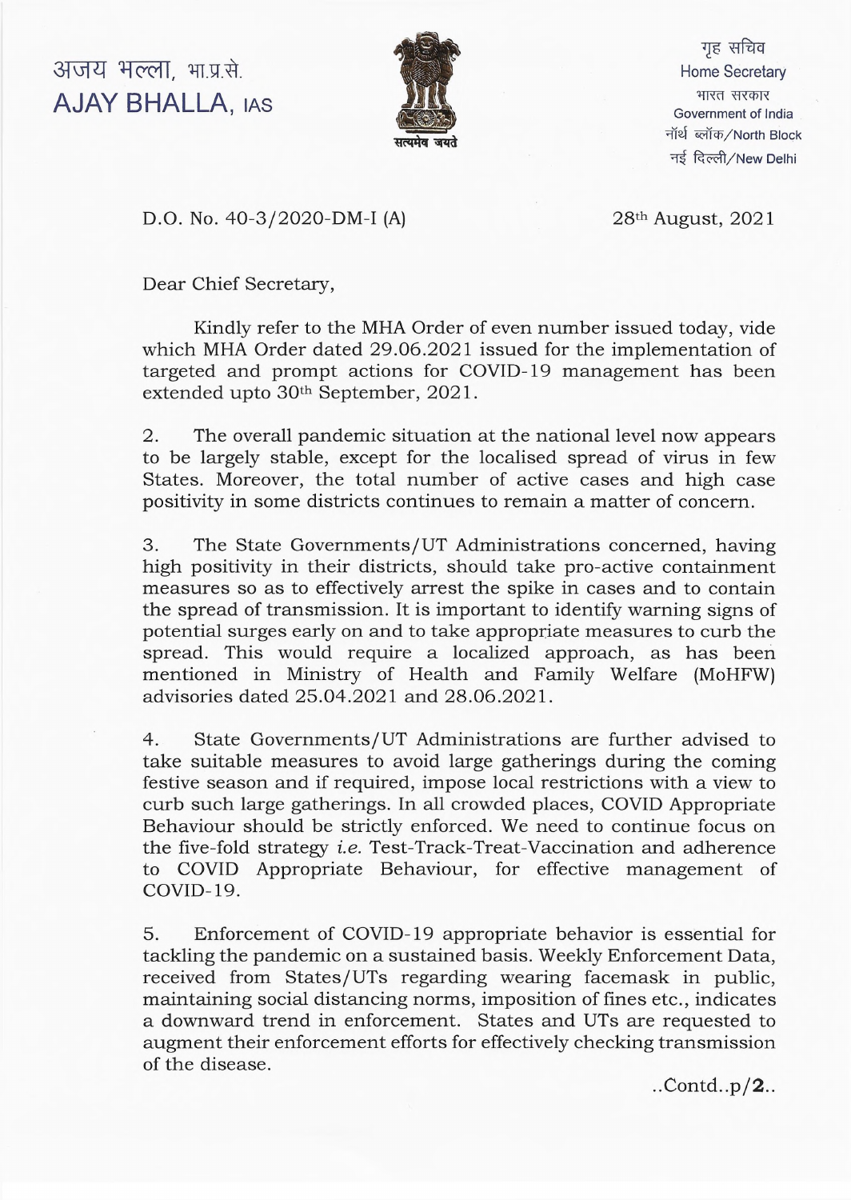अजय भल्ला, भा.प्र.से.
**AJAY BHALLA, IAS**

सत्यमेव जयते

गृह सचिव
Home Secretary
भारत सरकार
Government of India
नॉर्थ ब्लॉक/North Block
नई दिल्ली/New Delhi

D.O. No. 40-3/2020-DM-I (A)

28th August, 2021

Dear Chief Secretary,

Kindly refer to the MHA Order of even number issued today, vide which MHA Order dated 29.06.2021 issued for the implementation of targeted and prompt actions for COVID-19 management has been extended upto 30th September, 2021.

2. The overall pandemic situation at the national level now appears to be largely stable, except for the localised spread of virus in few States. Moreover, the total number of active cases and high case positivity in some districts continues to remain a matter of concern.

3. The State Governments/UT Administrations concerned, having high positivity in their districts, should take pro-active containment measures so as to effectively arrest the spike in cases and to contain the spread of transmission. It is important to identify warning signs of potential surges early on and to take appropriate measures to curb the spread. This would require a localized approach, as has been mentioned in Ministry of Health and Family Welfare (MoHFW) advisories dated 25.04.2021 and 28.06.2021.

4. State Governments/UT Administrations are further advised to take suitable measures to avoid large gatherings during the coming festive season and if required, impose local restrictions with a view to curb such large gatherings. In all crowded places, COVID Appropriate Behaviour should be strictly enforced. We need to continue focus on the five-fold strategy *i.e.* Test-Track-Treat-Vaccination and adherence to COVID Appropriate Behaviour, for effective management of COVID-19.

5. Enforcement of COVID-19 appropriate behavior is essential for tackling the pandemic on a sustained basis. Weekly Enforcement Data, received from States/UTs regarding wearing facemask in public, maintaining social distancing norms, imposition of fines etc., indicates a downward trend in enforcement. States and UTs are requested to augment their enforcement efforts for effectively checking transmission of the disease.

..Contd..p/**2**..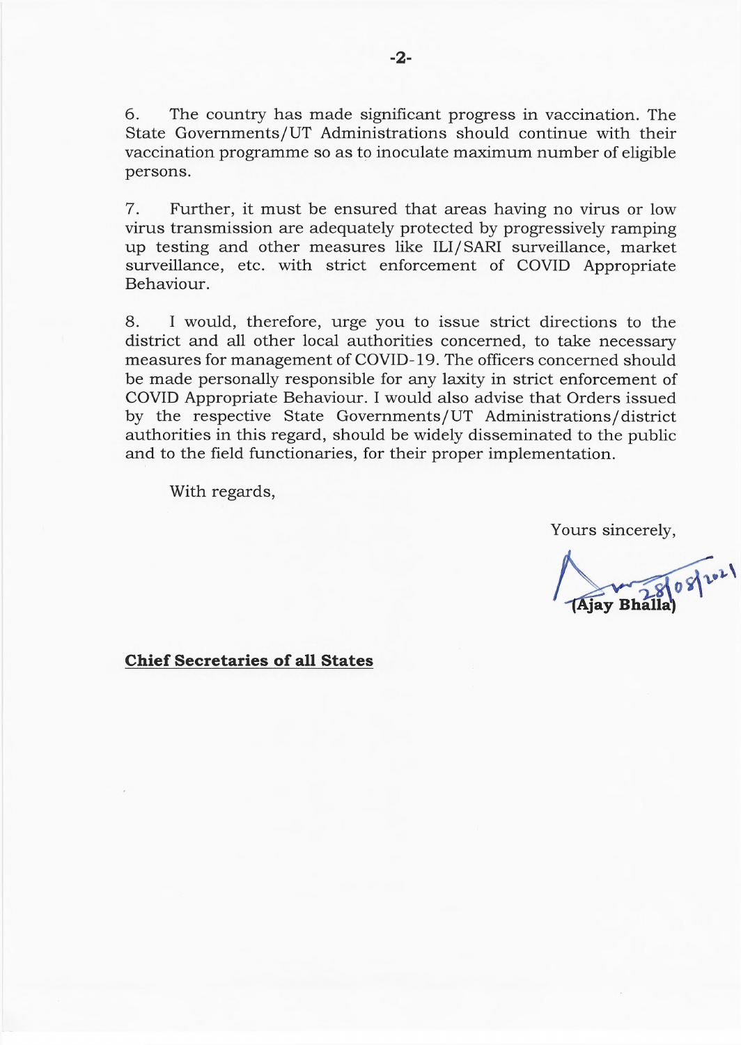6. The country has made significant progress in vaccination. The State Governments/UT Administrations should continue with their vaccination programme so as to inoculate maximum number of eligible persons.

7. Further, it must be ensured that areas having no virus or low virus transmission are adequately protected by progressively ramping up testing and other measures like ILI/SARI surveillance, market surveillance, etc. with strict enforcement of COVID Appropriate Behaviour.

8. I would, therefore, urge you to issue strict directions to the district and all other local authorities concerned, to take necessary measures for management of COVID-19. The officers concerned should be made personally responsible for any laxity in strict enforcement of COVID Appropriate Behaviour. I would also advise that Orders issued by the respective State Governments/UT Administrations/district authorities in this regard, should be widely disseminated to the public and to the field functionaries, for their proper implementation.

With regards,

Yours sincerely,

28/08/2021

**(Ajay Bhalla)**

**Chief Secretaries of all States**